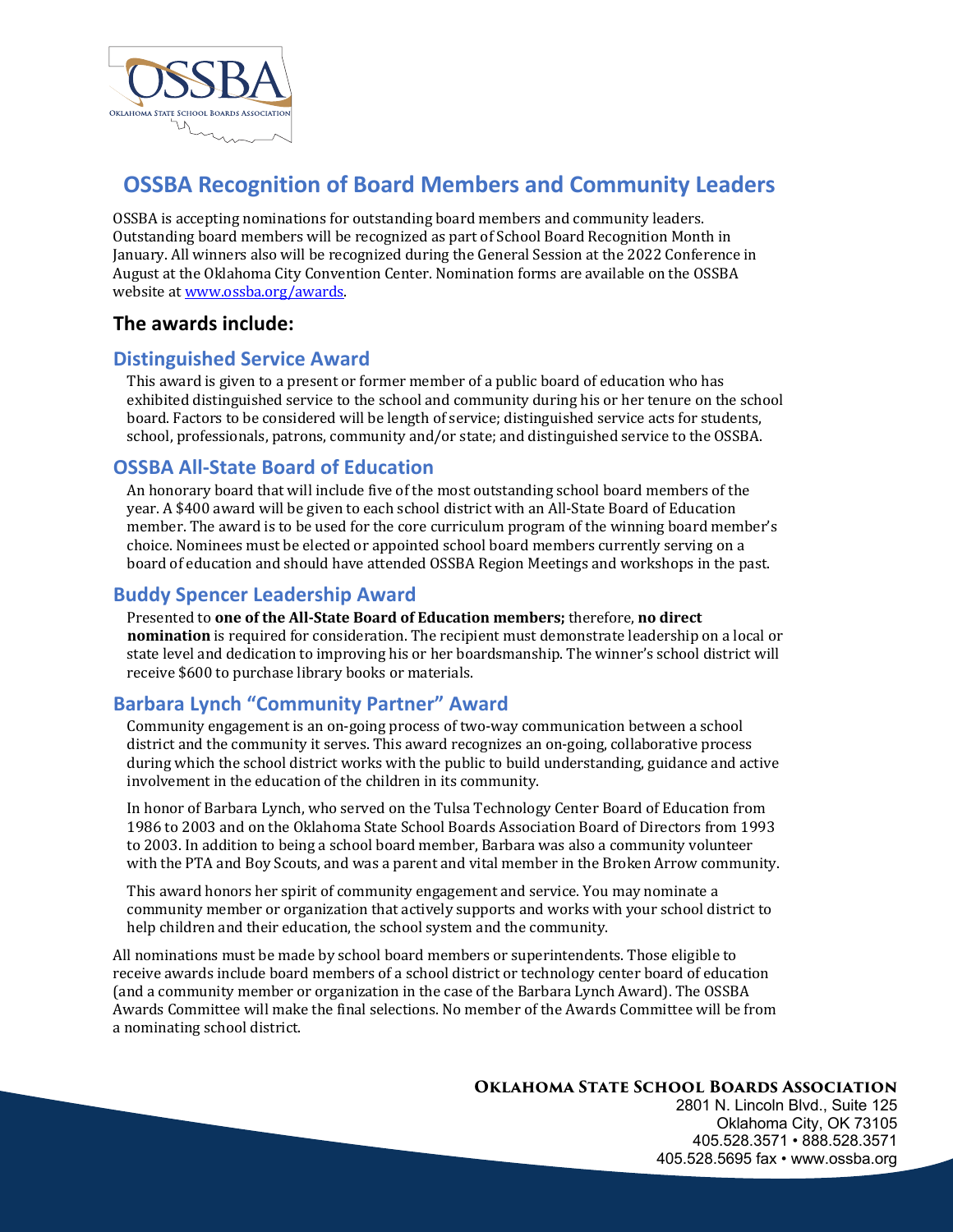# OSSBA Recognition of Board Members and Community Leaders

OSSBA is accepting nominations for outstanding board members and community leaders. Outstanding board members will be recognized as part of School Board Recognition Month in January. All winners also will be recognized during the General Session at the 2022 Conference in August at the Oklahoma City Convention Center. Nomination forms are available on the OSSBA website at [www.ossba.org/awards](www.ossba.org/awards).

## The awards include:

### Distinguished Service Award

This award is given to a present or former member of a public board of education who has exhibited distinguished service to the school and community during his or her tenure on the school board. Factors to be considered will be length of service; distinguished service acts for students, school, professionals, patrons, community and/or state; and distinguished service to the OSSBA.

### OSSBA All-State Board of Education

An honorary board that will include five of the most outstanding school board members of the year. A $400 award will be given to each school district with an All-State Board of Education member. The award is to be used for the core curriculum program of the winning board member's choice. Nominees must be elected or appointed school board members currently serving on a board of education and should have attended OSSBA Region Meetings and workshops in the past.

### Buddy Spencer Leadership Award

Presented to **one of the All-State Board of Education members;** therefore, **no direct nomination** is required for consideration. The recipient must demonstrate leadership on a local or state level and dedication to improving his or her boardsmanship. The winner's school district will receive $600 to purchase library books or materials.

### Barbara Lynch "Community Partner" Award

Community engagement is an on-going process of two-way communication between a school district and the community it serves. This award recognizes an on-going, collaborative process during which the school district works with the public to build understanding, guidance and active involvement in the education of the children in its community.

In honor of Barbara Lynch, who served on the Tulsa Technology Center Board of Education from 1986 to 2003 and on the Oklahoma State School Boards Association Board of Directors from 1993 to 2003. In addition to being a school board member, Barbara was also a community volunteer with the PTA and Boy Scouts, and was a parent and vital member in the Broken Arrow community.

This award honors her spirit of community engagement and service. You may nominate a community member or organization that actively supports and works with your school district to help children and their education, the school system and the community.

All nominations must be made by school board members or superintendents. Those eligible to receive awards include board members of a school district or technology center board of education (and a community member or organization in the case of the Barbara Lynch Award). The OSSBA Awards Committee will make the final selections. No member of the Awards Committee will be from a nominating school district.

**Oklahoma State School Boards Association**
2801 N. Lincoln Blvd., Suite 125
Oklahoma City, OK 73105
405.528.3571 • 888.528.3571
405.528.5695 fax • www.ossba.org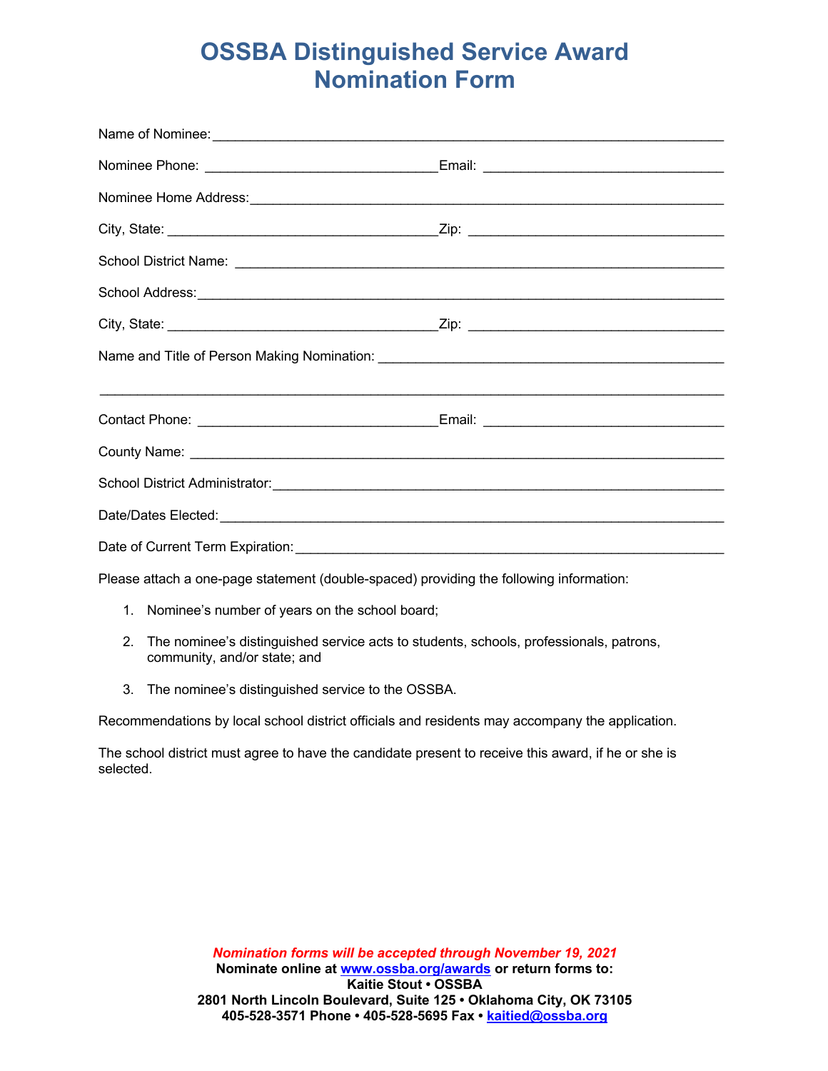# OSSBA Distinguished Service Award Nomination Form

Name of Nominee: ______________________________________________________________

Nominee Phone: ____________________________ Email: ____________________________

Nominee Home Address: __________________________________________________________

City, State: _________________________________ Zip: ______________________________

School District Name: ___________________________________________________________

School Address: ________________________________________________________________

City, State: _________________________________ Zip: ______________________________

Name and Title of Person Making Nomination: ___________________________________________

______________________________________________________________________________

Contact Phone: _____________________________ Email: ____________________________

County Name: __________________________________________________________________

School District Administrator: ______________________________________________________

Date/Dates Elected: _____________________________________________________________

Date of Current Term Expiration: ____________________________________________________

Please attach a one-page statement (double-spaced) providing the following information:

1. Nominee's number of years on the school board;
2. The nominee's distinguished service acts to students, schools, professionals, patrons, community, and/or state; and
3. The nominee's distinguished service to the OSSBA.

Recommendations by local school district officials and residents may accompany the application.

The school district must agree to have the candidate present to receive this award, if he or she is selected.

***Nomination forms will be accepted through November 19, 2021***

**Nominate online at [www.ossba.org/awards](http://www.ossba.org/awards) or return forms to:**

**Kaitie Stout • OSSBA**

**2801 North Lincoln Boulevard, Suite 125 • Oklahoma City, OK 73105**

**405-528-3571 Phone • 405-528-5695 Fax • [kaitied@ossba.org](mailto:kaitied@ossba.org)**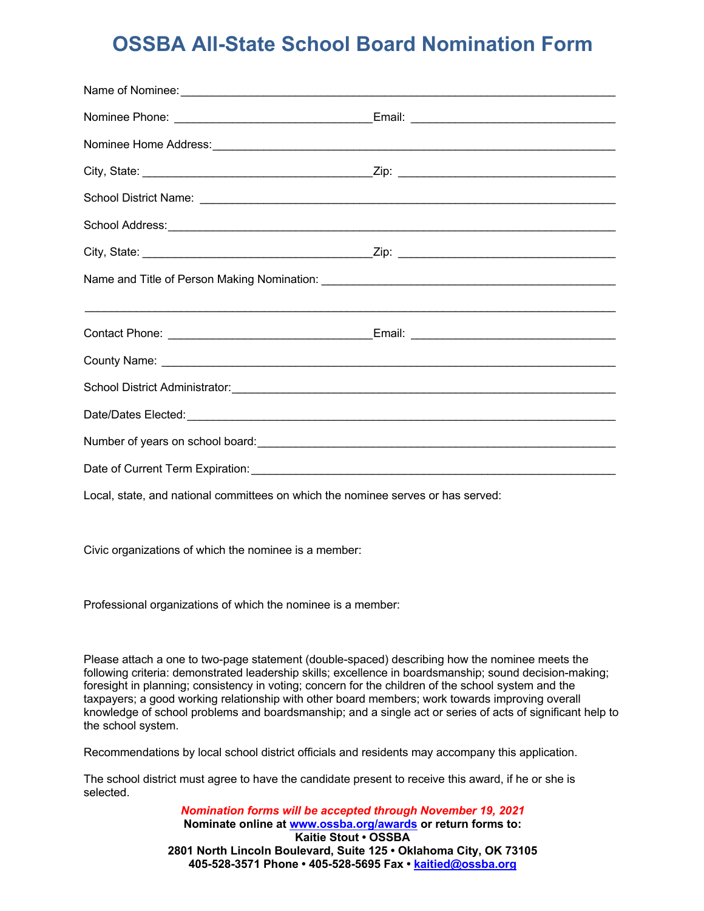# OSSBA All-State School Board Nomination Form

Name of Nominee: ____________________________________________

Nominee Phone: ______________________ Email: ______________________

Nominee Home Address: ____________________________________________

City, State: ______________________ Zip: ______________________

School District Name: ____________________________________________

School Address: ____________________________________________

City, State: ______________________ Zip: ______________________

Name and Title of Person Making Nomination: ______________________________

____________________________________________

Contact Phone: ______________________ Email: ______________________

County Name: ____________________________________________

School District Administrator: ____________________________________________

Date/Dates Elected: ____________________________________________

Number of years on school board: ____________________________________________

Date of Current Term Expiration: ____________________________________________

Local, state, and national committees on which the nominee serves or has served:

Civic organizations of which the nominee is a member:

Professional organizations of which the nominee is a member:

Please attach a one to two-page statement (double-spaced) describing how the nominee meets the following criteria: demonstrated leadership skills; excellence in boardsmanship; sound decision-making; foresight in planning; consistency in voting; concern for the children of the school system and the taxpayers; a good working relationship with other board members; work towards improving overall knowledge of school problems and boardsmanship; and a single act or series of acts of significant help to the school system.

Recommendations by local school district officials and residents may accompany this application.

The school district must agree to have the candidate present to receive this award, if he or she is selected.

***Nomination forms will be accepted through November 19, 2021***

**Nominate online at [www.ossba.org/awards](http://www.ossba.org/awards) or return forms to:**

**Kaitie Stout • OSSBA**

**2801 North Lincoln Boulevard, Suite 125 • Oklahoma City, OK 73105**

**405-528-3571 Phone • 405-528-5695 Fax • [kaitied@ossba.org](mailto:kaitied@ossba.org)**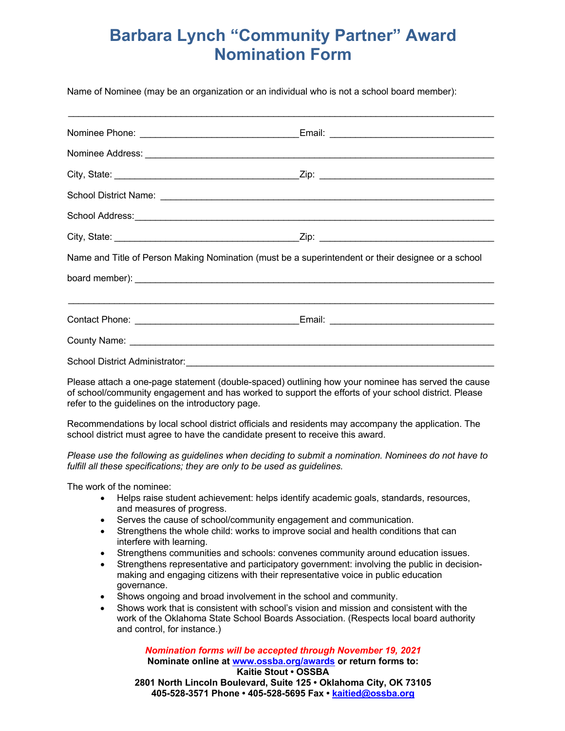# Barbara Lynch "Community Partner" Award Nomination Form

Name of Nominee (may be an organization or an individual who is not a school board member):

\_\_\_\_\_\_\_\_\_\_\_\_\_\_\_\_\_\_\_\_\_\_\_\_\_\_\_\_\_\_\_\_\_\_\_\_\_\_\_\_\_\_\_\_\_\_\_\_\_\_\_\_\_\_\_\_\_\_\_\_\_\_\_\_\_\_\_\_\_\_\_\_

Nominee Phone: \_\_\_\_\_\_\_\_\_\_\_\_\_\_\_\_\_\_\_\_\_\_\_\_\_\_\_\_\_\_ Email: \_\_\_\_\_\_\_\_\_\_\_\_\_\_\_\_\_\_\_\_\_\_\_\_\_\_\_\_\_\_

Nominee Address: \_\_\_\_\_\_\_\_\_\_\_\_\_\_\_\_\_\_\_\_\_\_\_\_\_\_\_\_\_\_\_\_\_\_\_\_\_\_\_\_\_\_\_\_\_\_\_\_\_\_\_\_\_\_\_\_\_\_\_\_\_\_

City, State: \_\_\_\_\_\_\_\_\_\_\_\_\_\_\_\_\_\_\_\_\_\_\_\_\_\_\_\_\_\_\_\_\_\_ Zip: \_\_\_\_\_\_\_\_\_\_\_\_\_\_\_\_\_\_\_\_\_\_\_\_\_\_\_\_\_\_\_\_

School District Name: \_\_\_\_\_\_\_\_\_\_\_\_\_\_\_\_\_\_\_\_\_\_\_\_\_\_\_\_\_\_\_\_\_\_\_\_\_\_\_\_\_\_\_\_\_\_\_\_\_\_\_\_\_\_\_\_\_\_\_

School Address: \_\_\_\_\_\_\_\_\_\_\_\_\_\_\_\_\_\_\_\_\_\_\_\_\_\_\_\_\_\_\_\_\_\_\_\_\_\_\_\_\_\_\_\_\_\_\_\_\_\_\_\_\_\_\_\_\_\_\_\_\_\_\_

City, State: \_\_\_\_\_\_\_\_\_\_\_\_\_\_\_\_\_\_\_\_\_\_\_\_\_\_\_\_\_\_\_\_\_\_ Zip: \_\_\_\_\_\_\_\_\_\_\_\_\_\_\_\_\_\_\_\_\_\_\_\_\_\_\_\_\_\_\_\_

Name and Title of Person Making Nomination (must be a superintendent or their designee or a school board member): \_\_\_\_\_\_\_\_\_\_\_\_\_\_\_\_\_\_\_\_\_\_\_\_\_\_\_\_\_\_\_\_\_\_\_\_\_\_\_\_\_\_\_\_\_\_\_\_\_\_\_\_\_\_\_\_\_\_\_\_\_\_

\_\_\_\_\_\_\_\_\_\_\_\_\_\_\_\_\_\_\_\_\_\_\_\_\_\_\_\_\_\_\_\_\_\_\_\_\_\_\_\_\_\_\_\_\_\_\_\_\_\_\_\_\_\_\_\_\_\_\_\_\_\_\_\_\_\_\_\_\_\_\_\_

Contact Phone: \_\_\_\_\_\_\_\_\_\_\_\_\_\_\_\_\_\_\_\_\_\_\_\_\_\_\_\_\_\_ Email: \_\_\_\_\_\_\_\_\_\_\_\_\_\_\_\_\_\_\_\_\_\_\_\_\_\_\_\_\_\_

County Name: \_\_\_\_\_\_\_\_\_\_\_\_\_\_\_\_\_\_\_\_\_\_\_\_\_\_\_\_\_\_\_\_\_\_\_\_\_\_\_\_\_\_\_\_\_\_\_\_\_\_\_\_\_\_\_\_\_\_\_\_\_\_\_\_\_

School District Administrator: \_\_\_\_\_\_\_\_\_\_\_\_\_\_\_\_\_\_\_\_\_\_\_\_\_\_\_\_\_\_\_\_\_\_\_\_\_\_\_\_\_\_\_\_\_\_\_\_\_\_\_\_\_\_

Please attach a one-page statement (double-spaced) outlining how your nominee has served the cause of school/community engagement and has worked to support the efforts of your school district. Please refer to the guidelines on the introductory page.

Recommendations by local school district officials and residents may accompany the application. The school district must agree to have the candidate present to receive this award.

*Please use the following as guidelines when deciding to submit a nomination. Nominees do not have to fulfill all these specifications; they are only to be used as guidelines.*

The work of the nominee:

- Helps raise student achievement: helps identify academic goals, standards, resources, and measures of progress.
- Serves the cause of school/community engagement and communication.
- Strengthens the whole child: works to improve social and health conditions that can interfere with learning.
- Strengthens communities and schools: convenes community around education issues.
- Strengthens representative and participatory government: involving the public in decision-making and engaging citizens with their representative voice in public education governance.
- Shows ongoing and broad involvement in the school and community.
- Shows work that is consistent with school's vision and mission and consistent with the work of the Oklahoma State School Boards Association. (Respects local board authority and control, for instance.)

***Nomination forms will be accepted through November 19, 2021***

**Nominate online at [www.ossba.org/awards](www.ossba.org/awards) or return forms to:**
**Kaitie Stout • OSSBA**
**2801 North Lincoln Boulevard, Suite 125 • Oklahoma City, OK 73105**
**405-528-3571 Phone • 405-528-5695 Fax • [kaitied@ossba.org](mailto:kaitied@ossba.org)**